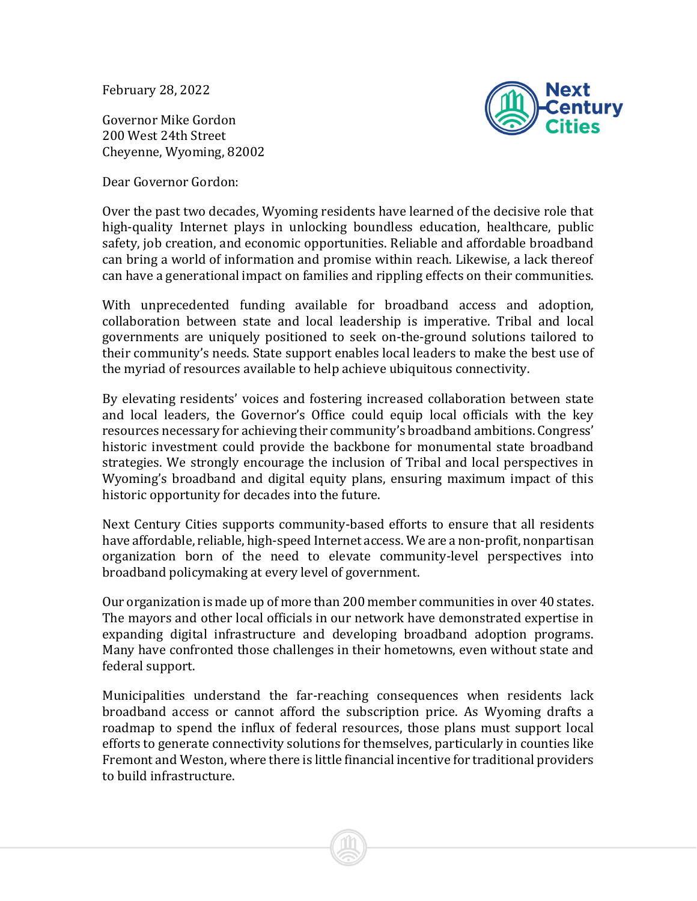February 28, 2022

Governor Mike Gordon
200 West 24th Street
Cheyenne, Wyoming, 82002

Dear Governor Gordon:

Over the past two decades, Wyoming residents have learned of the decisive role that high-quality Internet plays in unlocking boundless education, healthcare, public safety, job creation, and economic opportunities. Reliable and affordable broadband can bring a world of information and promise within reach. Likewise, a lack thereof can have a generational impact on families and rippling effects on their communities.

With unprecedented funding available for broadband access and adoption, collaboration between state and local leadership is imperative. Tribal and local governments are uniquely positioned to seek on-the-ground solutions tailored to their community's needs. State support enables local leaders to make the best use of the myriad of resources available to help achieve ubiquitous connectivity.

By elevating residents' voices and fostering increased collaboration between state and local leaders, the Governor's Office could equip local officials with the key resources necessary for achieving their community's broadband ambitions. Congress' historic investment could provide the backbone for monumental state broadband strategies. We strongly encourage the inclusion of Tribal and local perspectives in Wyoming's broadband and digital equity plans, ensuring maximum impact of this historic opportunity for decades into the future.

Next Century Cities supports community-based efforts to ensure that all residents have affordable, reliable, high-speed Internet access. We are a non-profit, nonpartisan organization born of the need to elevate community-level perspectives into broadband policymaking at every level of government.

Our organization is made up of more than 200 member communities in over 40 states. The mayors and other local officials in our network have demonstrated expertise in expanding digital infrastructure and developing broadband adoption programs. Many have confronted those challenges in their hometowns, even without state and federal support.

Municipalities understand the far-reaching consequences when residents lack broadband access or cannot afford the subscription price. As Wyoming drafts a roadmap to spend the influx of federal resources, those plans must support local efforts to generate connectivity solutions for themselves, particularly in counties like Fremont and Weston, where there is little financial incentive for traditional providers to build infrastructure.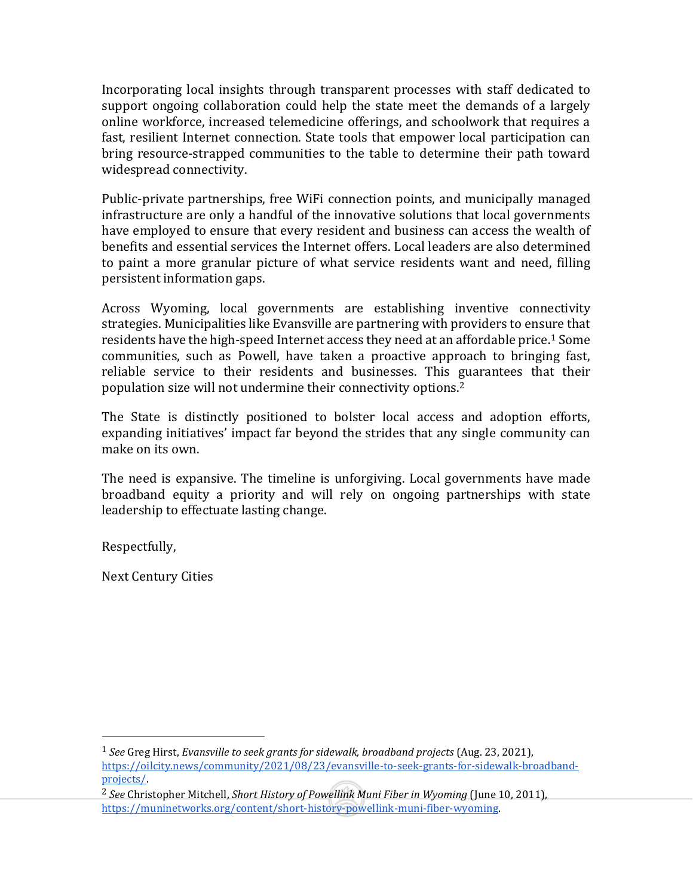Incorporating local insights through transparent processes with staff dedicated to support ongoing collaboration could help the state meet the demands of a largely online workforce, increased telemedicine offerings, and schoolwork that requires a fast, resilient Internet connection. State tools that empower local participation can bring resource-strapped communities to the table to determine their path toward widespread connectivity.

Public-private partnerships, free WiFi connection points, and municipally managed infrastructure are only a handful of the innovative solutions that local governments have employed to ensure that every resident and business can access the wealth of benefits and essential services the Internet offers. Local leaders are also determined to paint a more granular picture of what service residents want and need, filling persistent information gaps.

Across Wyoming, local governments are establishing inventive connectivity strategies. Municipalities like Evansville are partnering with providers to ensure that residents have the high-speed Internet access they need at an affordable price.[1] Some communities, such as Powell, have taken a proactive approach to bringing fast, reliable service to their residents and businesses. This guarantees that their population size will not undermine their connectivity options.[2]

The State is distinctly positioned to bolster local access and adoption efforts, expanding initiatives' impact far beyond the strides that any single community can make on its own.

The need is expansive. The timeline is unforgiving. Local governments have made broadband equity a priority and will rely on ongoing partnerships with state leadership to effectuate lasting change.

Respectfully,

Next Century Cities

---

[1] *See* Greg Hirst, *Evansville to seek grants for sidewalk, broadband projects* (Aug. 23, 2021), https://oilcity.news/community/2021/08/23/evansville-to-seek-grants-for-sidewalk-broadband-projects/.

[2] *See* Christopher Mitchell, *Short History of Powellink Muni Fiber in Wyoming* (June 10, 2011), https://muninetworks.org/content/short-history-powellink-muni-fiber-wyoming.